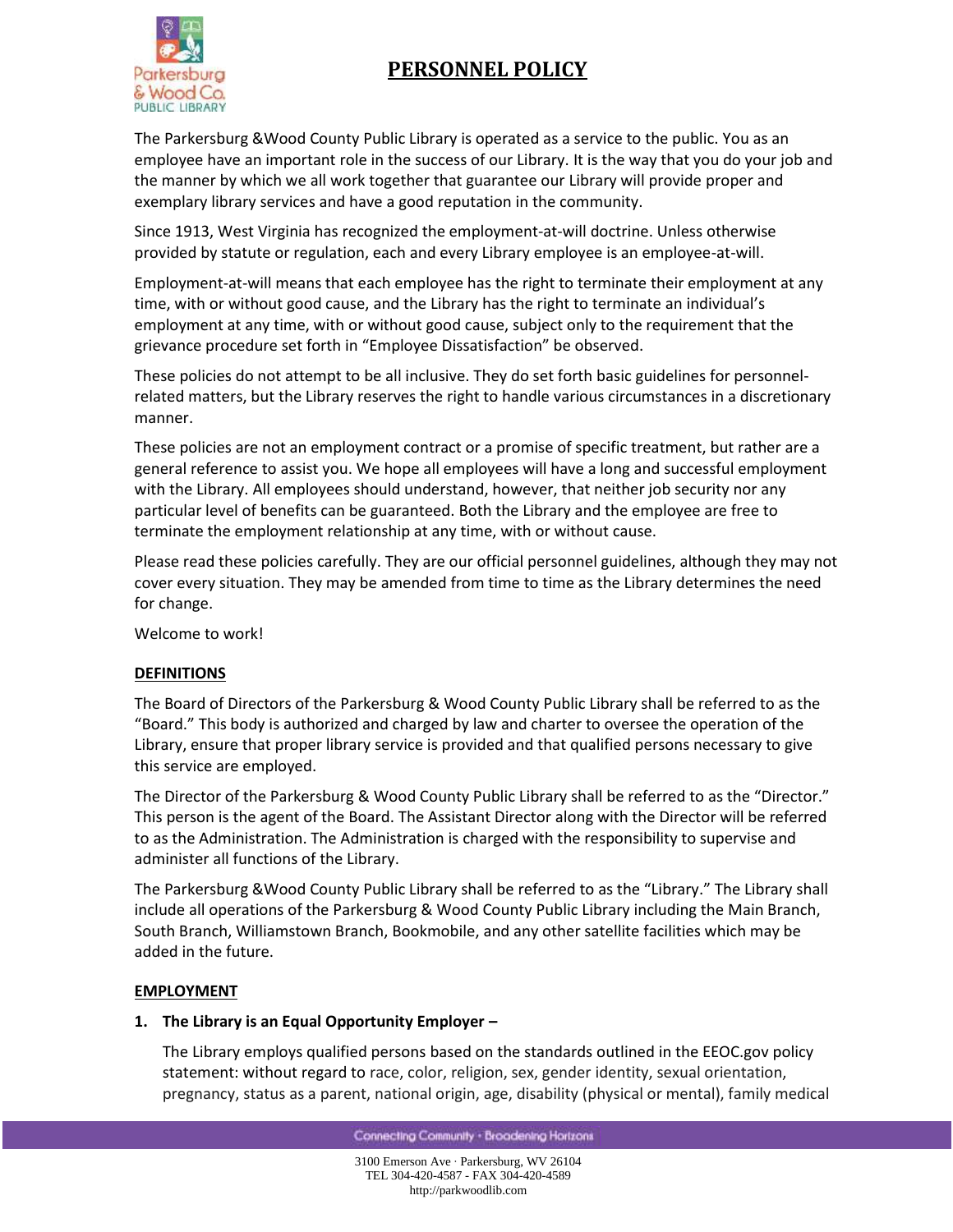# PERSONNEL POLICY

The Parkersburg &Wood County Public Library is operated as a service to the public. You as an employee have an important role in the success of our Library. It is the way that you do your job and the manner by which we all work together that guarantee our Library will provide proper and exemplary library services and have a good reputation in the community.

Since 1913, West Virginia has recognized the employment-at-will doctrine. Unless otherwise provided by statute or regulation, each and every Library employee is an employee-at-will.

Employment-at-will means that each employee has the right to terminate their employment at any time, with or without good cause, and the Library has the right to terminate an individual's employment at any time, with or without good cause, subject only to the requirement that the grievance procedure set forth in "Employee Dissatisfaction" be observed.

These policies do not attempt to be all inclusive. They do set forth basic guidelines for personnel-related matters, but the Library reserves the right to handle various circumstances in a discretionary manner.

These policies are not an employment contract or a promise of specific treatment, but rather are a general reference to assist you. We hope all employees will have a long and successful employment with the Library. All employees should understand, however, that neither job security nor any particular level of benefits can be guaranteed. Both the Library and the employee are free to terminate the employment relationship at any time, with or without cause.

Please read these policies carefully. They are our official personnel guidelines, although they may not cover every situation. They may be amended from time to time as the Library determines the need for change.

Welcome to work!

## DEFINITIONS

The Board of Directors of the Parkersburg & Wood County Public Library shall be referred to as the "Board." This body is authorized and charged by law and charter to oversee the operation of the Library, ensure that proper library service is provided and that qualified persons necessary to give this service are employed.

The Director of the Parkersburg & Wood County Public Library shall be referred to as the "Director." This person is the agent of the Board. The Assistant Director along with the Director will be referred to as the Administration. The Administration is charged with the responsibility to supervise and administer all functions of the Library.

The Parkersburg &Wood County Public Library shall be referred to as the "Library." The Library shall include all operations of the Parkersburg & Wood County Public Library including the Main Branch, South Branch, Williamstown Branch, Bookmobile, and any other satellite facilities which may be added in the future.

## EMPLOYMENT

1. **The Library is an Equal Opportunity Employer –**

   The Library employs qualified persons based on the standards outlined in the EEOC.gov policy statement: without regard to race, color, religion, sex, gender identity, sexual orientation, pregnancy, status as a parent, national origin, age, disability (physical or mental), family medical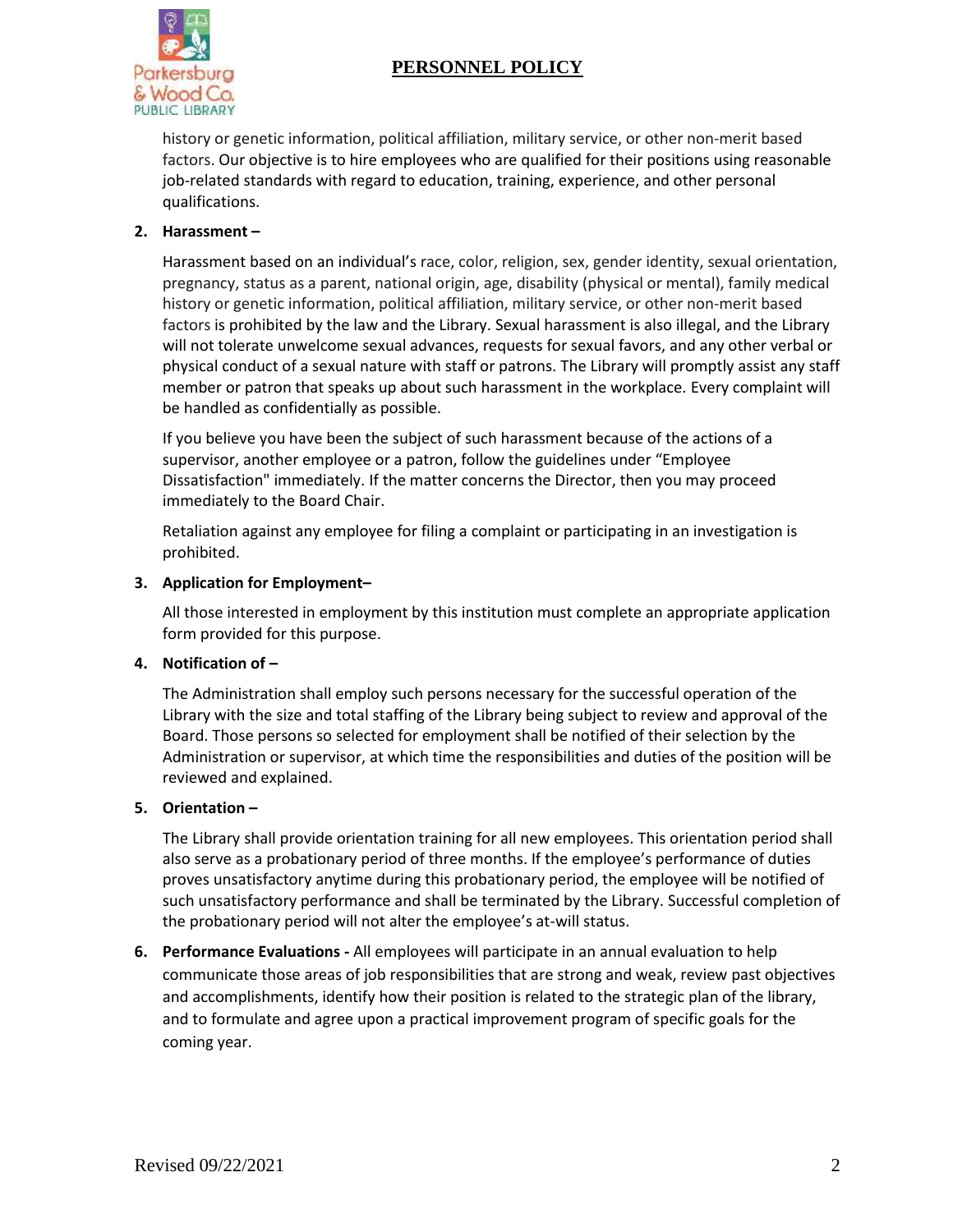history or genetic information, political affiliation, military service, or other non-merit based factors. Our objective is to hire employees who are qualified for their positions using reasonable job-related standards with regard to education, training, experience, and other personal qualifications.

2. **Harassment –**

   Harassment based on an individual's race, color, religion, sex, gender identity, sexual orientation, pregnancy, status as a parent, national origin, age, disability (physical or mental), family medical history or genetic information, political affiliation, military service, or other non-merit based factors is prohibited by the law and the Library. Sexual harassment is also illegal, and the Library will not tolerate unwelcome sexual advances, requests for sexual favors, and any other verbal or physical conduct of a sexual nature with staff or patrons. The Library will promptly assist any staff member or patron that speaks up about such harassment in the workplace. Every complaint will be handled as confidentially as possible.

   If you believe you have been the subject of such harassment because of the actions of a supervisor, another employee or a patron, follow the guidelines under "Employee Dissatisfaction" immediately. If the matter concerns the Director, then you may proceed immediately to the Board Chair.

   Retaliation against any employee for filing a complaint or participating in an investigation is prohibited.

3. **Application for Employment–**

   All those interested in employment by this institution must complete an appropriate application form provided for this purpose.

4. **Notification of –**

   The Administration shall employ such persons necessary for the successful operation of the Library with the size and total staffing of the Library being subject to review and approval of the Board. Those persons so selected for employment shall be notified of their selection by the Administration or supervisor, at which time the responsibilities and duties of the position will be reviewed and explained.

5. **Orientation –**

   The Library shall provide orientation training for all new employees. This orientation period shall also serve as a probationary period of three months. If the employee's performance of duties proves unsatisfactory anytime during this probationary period, the employee will be notified of such unsatisfactory performance and shall be terminated by the Library. Successful completion of the probationary period will not alter the employee's at-will status.

6. **Performance Evaluations -** All employees will participate in an annual evaluation to help communicate those areas of job responsibilities that are strong and weak, review past objectives and accomplishments, identify how their position is related to the strategic plan of the library, and to formulate and agree upon a practical improvement program of specific goals for the coming year.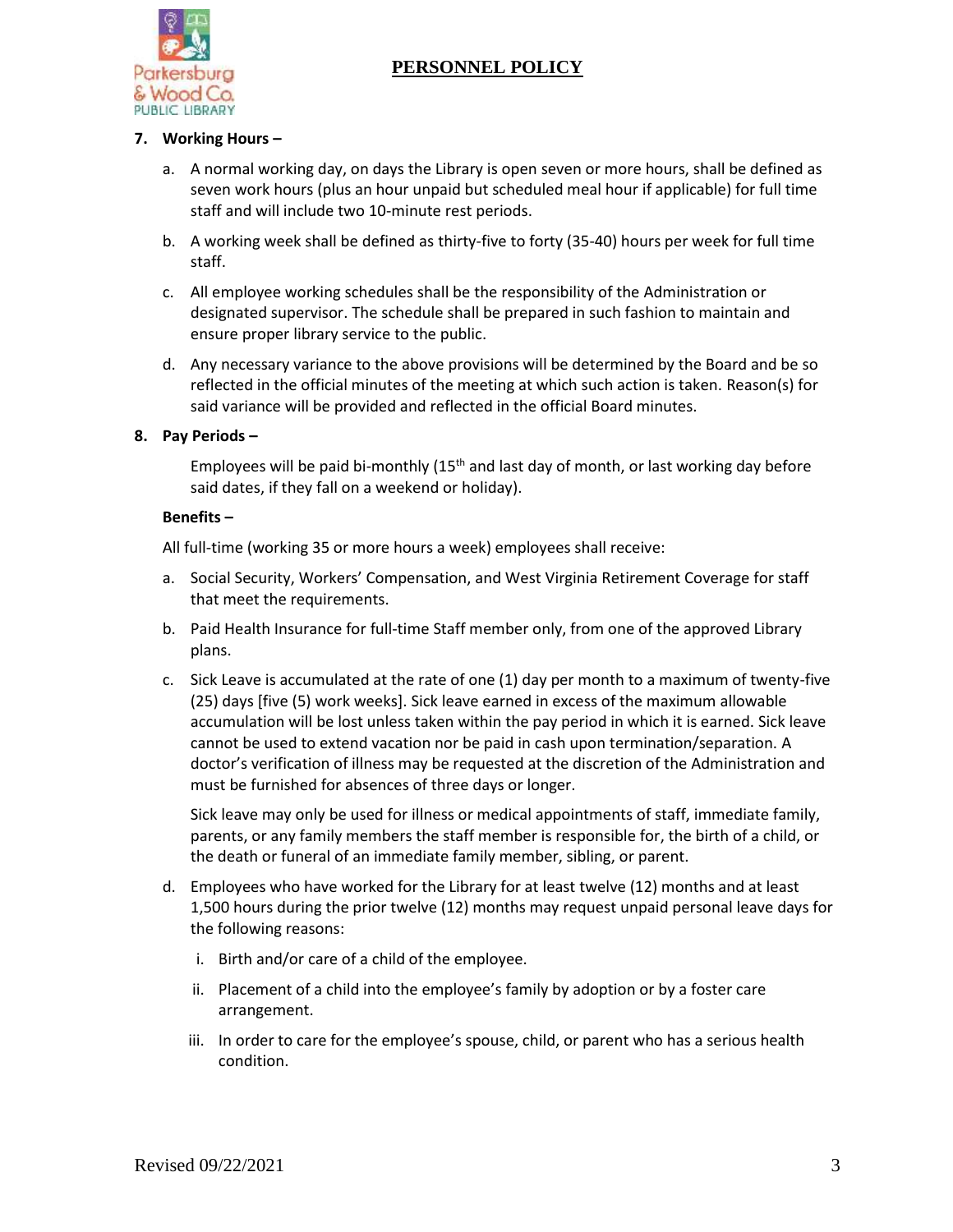**7. Working Hours –**

a. A normal working day, on days the Library is open seven or more hours, shall be defined as seven work hours (plus an hour unpaid but scheduled meal hour if applicable) for full time staff and will include two 10-minute rest periods.

b. A working week shall be defined as thirty-five to forty (35-40) hours per week for full time staff.

c. All employee working schedules shall be the responsibility of the Administration or designated supervisor. The schedule shall be prepared in such fashion to maintain and ensure proper library service to the public.

d. Any necessary variance to the above provisions will be determined by the Board and be so reflected in the official minutes of the meeting at which such action is taken. Reason(s) for said variance will be provided and reflected in the official Board minutes.

**8. Pay Periods –**

Employees will be paid bi-monthly (15th and last day of month, or last working day before said dates, if they fall on a weekend or holiday).

**Benefits –**

All full-time (working 35 or more hours a week) employees shall receive:

a. Social Security, Workers' Compensation, and West Virginia Retirement Coverage for staff that meet the requirements.

b. Paid Health Insurance for full-time Staff member only, from one of the approved Library plans.

c. Sick Leave is accumulated at the rate of one (1) day per month to a maximum of twenty-five (25) days [five (5) work weeks]. Sick leave earned in excess of the maximum allowable accumulation will be lost unless taken within the pay period in which it is earned. Sick leave cannot be used to extend vacation nor be paid in cash upon termination/separation. A doctor's verification of illness may be requested at the discretion of the Administration and must be furnished for absences of three days or longer.

   Sick leave may only be used for illness or medical appointments of staff, immediate family, parents, or any family members the staff member is responsible for, the birth of a child, or the death or funeral of an immediate family member, sibling, or parent.

d. Employees who have worked for the Library for at least twelve (12) months and at least 1,500 hours during the prior twelve (12) months may request unpaid personal leave days for the following reasons:

   i. Birth and/or care of a child of the employee.

   ii. Placement of a child into the employee's family by adoption or by a foster care arrangement.

   iii. In order to care for the employee's spouse, child, or parent who has a serious health condition.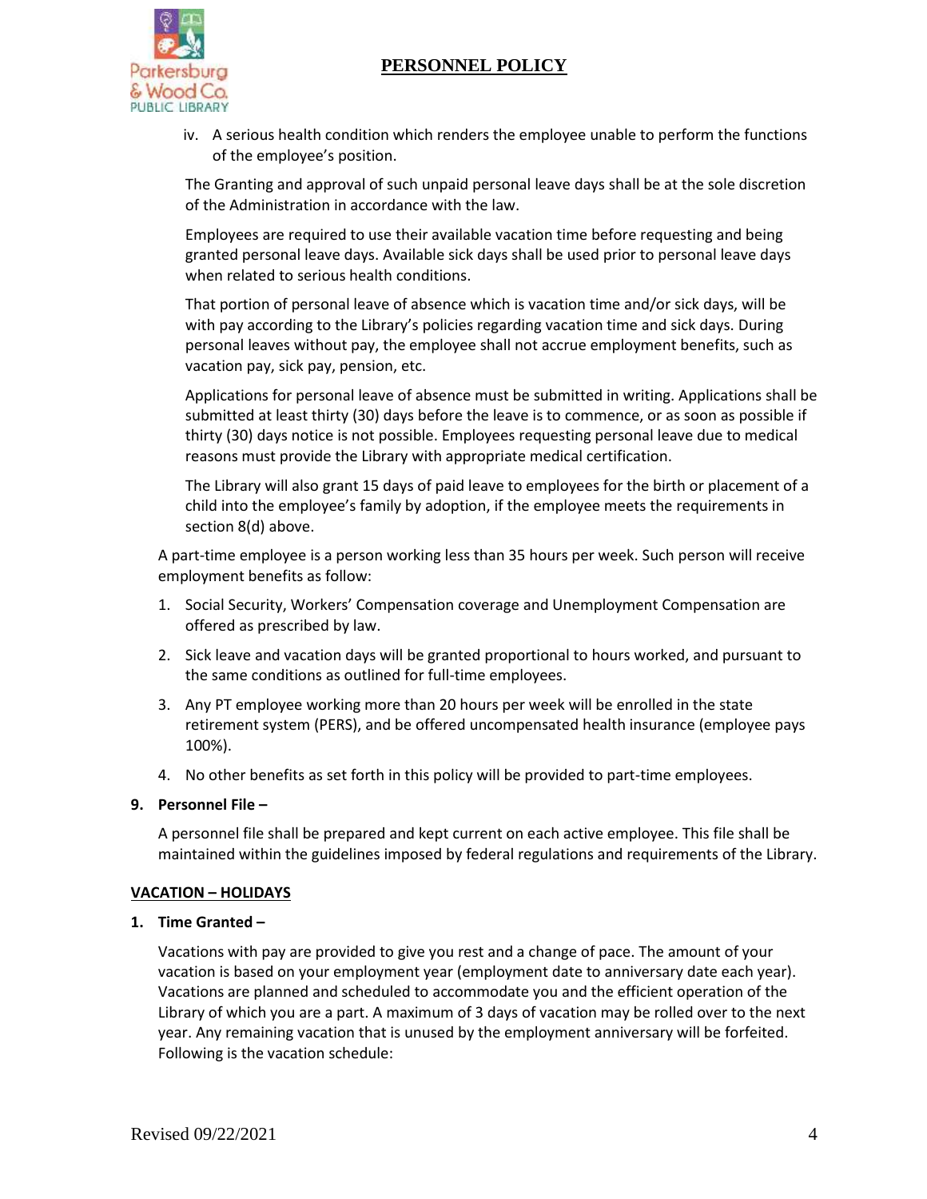iv. A serious health condition which renders the employee unable to perform the functions of the employee's position.

The Granting and approval of such unpaid personal leave days shall be at the sole discretion of the Administration in accordance with the law.

Employees are required to use their available vacation time before requesting and being granted personal leave days. Available sick days shall be used prior to personal leave days when related to serious health conditions.

That portion of personal leave of absence which is vacation time and/or sick days, will be with pay according to the Library's policies regarding vacation time and sick days. During personal leaves without pay, the employee shall not accrue employment benefits, such as vacation pay, sick pay, pension, etc.

Applications for personal leave of absence must be submitted in writing. Applications shall be submitted at least thirty (30) days before the leave is to commence, or as soon as possible if thirty (30) days notice is not possible. Employees requesting personal leave due to medical reasons must provide the Library with appropriate medical certification.

The Library will also grant 15 days of paid leave to employees for the birth or placement of a child into the employee's family by adoption, if the employee meets the requirements in section 8(d) above.

A part-time employee is a person working less than 35 hours per week. Such person will receive employment benefits as follow:

1. Social Security, Workers' Compensation coverage and Unemployment Compensation are offered as prescribed by law.
2. Sick leave and vacation days will be granted proportional to hours worked, and pursuant to the same conditions as outlined for full-time employees.
3. Any PT employee working more than 20 hours per week will be enrolled in the state retirement system (PERS), and be offered uncompensated health insurance (employee pays 100%).
4. No other benefits as set forth in this policy will be provided to part-time employees.

**9. Personnel File –**

A personnel file shall be prepared and kept current on each active employee. This file shall be maintained within the guidelines imposed by federal regulations and requirements of the Library.

## VACATION – HOLIDAYS

**1. Time Granted –**

Vacations with pay are provided to give you rest and a change of pace. The amount of your vacation is based on your employment year (employment date to anniversary date each year). Vacations are planned and scheduled to accommodate you and the efficient operation of the Library of which you are a part. A maximum of 3 days of vacation may be rolled over to the next year. Any remaining vacation that is unused by the employment anniversary will be forfeited. Following is the vacation schedule: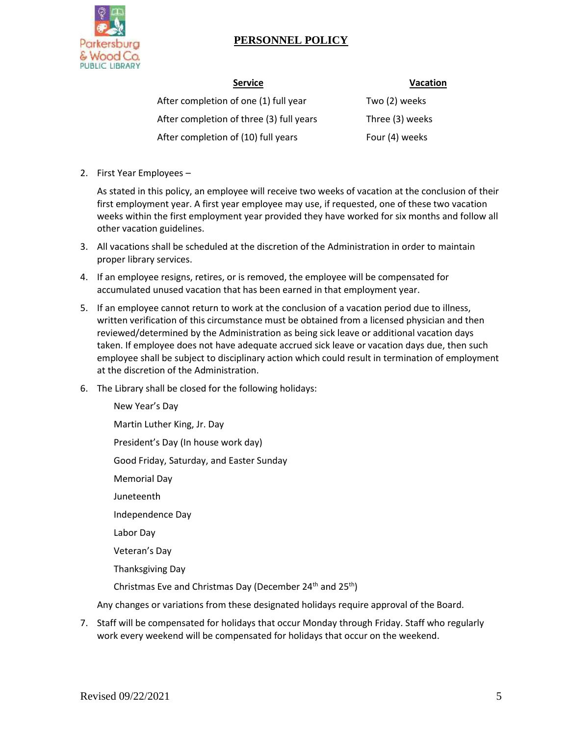## PERSONNEL POLICY

| Service | Vacation |
| --- | --- |
| After completion of one (1) full year | Two (2) weeks |
| After completion of three (3) full years | Three (3) weeks |
| After completion of (10) full years | Four (4) weeks |

2. First Year Employees –

   As stated in this policy, an employee will receive two weeks of vacation at the conclusion of their first employment year. A first year employee may use, if requested, one of these two vacation weeks within the first employment year provided they have worked for six months and follow all other vacation guidelines.

3. All vacations shall be scheduled at the discretion of the Administration in order to maintain proper library services.

4. If an employee resigns, retires, or is removed, the employee will be compensated for accumulated unused vacation that has been earned in that employment year.

5. If an employee cannot return to work at the conclusion of a vacation period due to illness, written verification of this circumstance must be obtained from a licensed physician and then reviewed/determined by the Administration as being sick leave or additional vacation days taken. If employee does not have adequate accrued sick leave or vacation days due, then such employee shall be subject to disciplinary action which could result in termination of employment at the discretion of the Administration.

6. The Library shall be closed for the following holidays:

   New Year's Day

   Martin Luther King, Jr. Day

   President's Day (In house work day)

   Good Friday, Saturday, and Easter Sunday

   Memorial Day

   Juneteenth

   Independence Day

   Labor Day

   Veteran's Day

   Thanksgiving Day

   Christmas Eve and Christmas Day (December 24th and 25th)

   Any changes or variations from these designated holidays require approval of the Board.

7. Staff will be compensated for holidays that occur Monday through Friday. Staff who regularly work every weekend will be compensated for holidays that occur on the weekend.

Revised 09/22/2021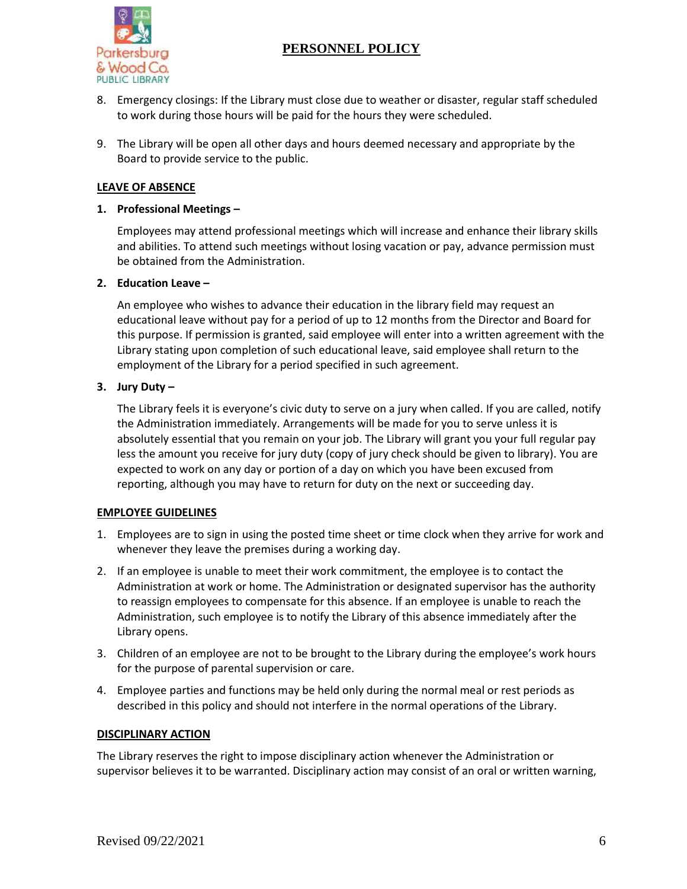8. Emergency closings: If the Library must close due to weather or disaster, regular staff scheduled to work during those hours will be paid for the hours they were scheduled.

9. The Library will be open all other days and hours deemed necessary and appropriate by the Board to provide service to the public.

## LEAVE OF ABSENCE

**1. Professional Meetings –**

Employees may attend professional meetings which will increase and enhance their library skills and abilities. To attend such meetings without losing vacation or pay, advance permission must be obtained from the Administration.

**2. Education Leave –**

An employee who wishes to advance their education in the library field may request an educational leave without pay for a period of up to 12 months from the Director and Board for this purpose. If permission is granted, said employee will enter into a written agreement with the Library stating upon completion of such educational leave, said employee shall return to the employment of the Library for a period specified in such agreement.

**3. Jury Duty –**

The Library feels it is everyone's civic duty to serve on a jury when called. If you are called, notify the Administration immediately. Arrangements will be made for you to serve unless it is absolutely essential that you remain on your job. The Library will grant you your full regular pay less the amount you receive for jury duty (copy of jury check should be given to library). You are expected to work on any day or portion of a day on which you have been excused from reporting, although you may have to return for duty on the next or succeeding day.

## EMPLOYEE GUIDELINES

1. Employees are to sign in using the posted time sheet or time clock when they arrive for work and whenever they leave the premises during a working day.
2. If an employee is unable to meet their work commitment, the employee is to contact the Administration at work or home. The Administration or designated supervisor has the authority to reassign employees to compensate for this absence. If an employee is unable to reach the Administration, such employee is to notify the Library of this absence immediately after the Library opens.
3. Children of an employee are not to be brought to the Library during the employee's work hours for the purpose of parental supervision or care.
4. Employee parties and functions may be held only during the normal meal or rest periods as described in this policy and should not interfere in the normal operations of the Library.

## DISCIPLINARY ACTION

The Library reserves the right to impose disciplinary action whenever the Administration or supervisor believes it to be warranted. Disciplinary action may consist of an oral or written warning,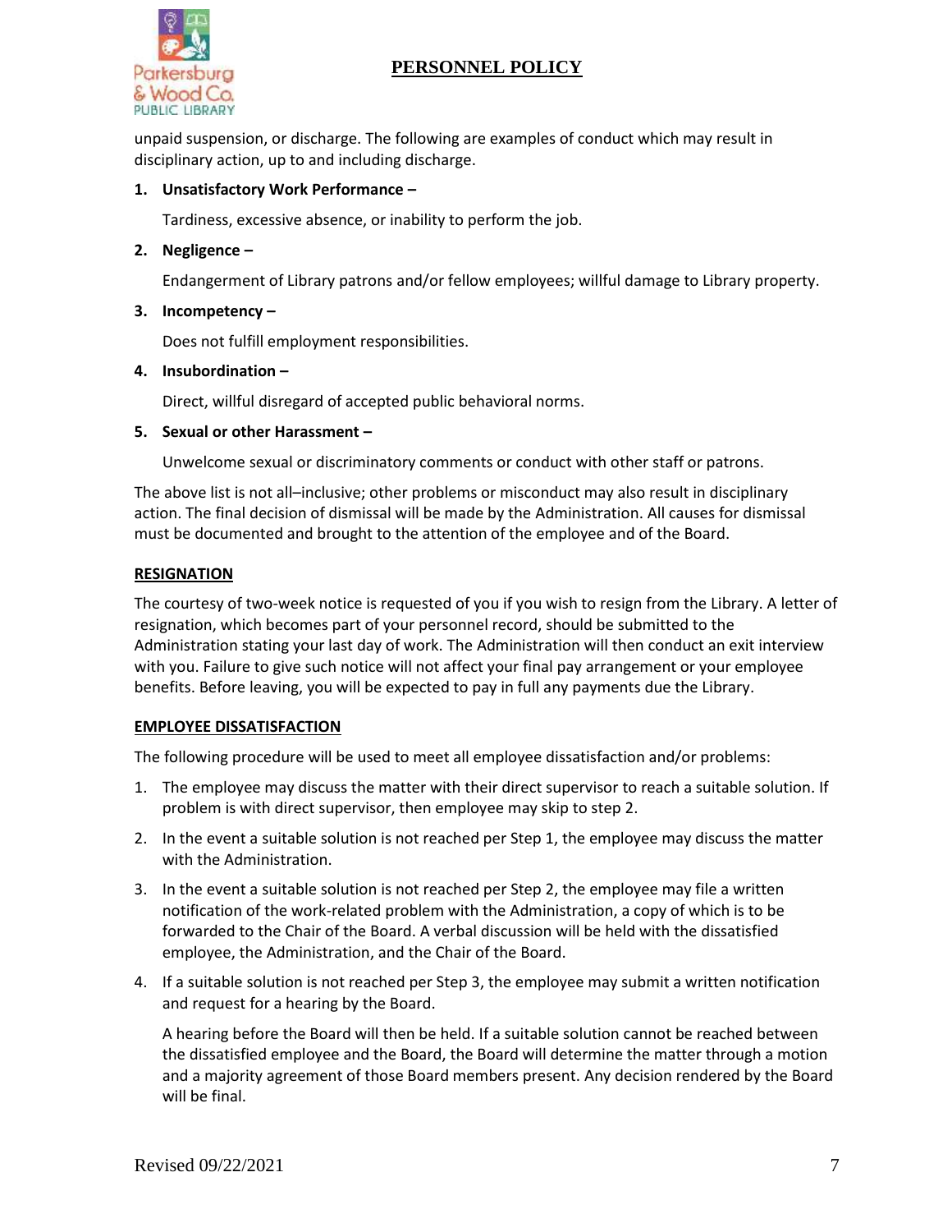unpaid suspension, or discharge. The following are examples of conduct which may result in disciplinary action, up to and including discharge.

1. **Unsatisfactory Work Performance –**

   Tardiness, excessive absence, or inability to perform the job.

2. **Negligence –**

   Endangerment of Library patrons and/or fellow employees; willful damage to Library property.

3. **Incompetency –**

   Does not fulfill employment responsibilities.

4. **Insubordination –**

   Direct, willful disregard of accepted public behavioral norms.

5. **Sexual or other Harassment –**

   Unwelcome sexual or discriminatory comments or conduct with other staff or patrons.

The above list is not all–inclusive; other problems or misconduct may also result in disciplinary action. The final decision of dismissal will be made by the Administration. All causes for dismissal must be documented and brought to the attention of the employee and of the Board.

## RESIGNATION

The courtesy of two-week notice is requested of you if you wish to resign from the Library. A letter of resignation, which becomes part of your personnel record, should be submitted to the Administration stating your last day of work. The Administration will then conduct an exit interview with you. Failure to give such notice will not affect your final pay arrangement or your employee benefits. Before leaving, you will be expected to pay in full any payments due the Library.

## EMPLOYEE DISSATISFACTION

The following procedure will be used to meet all employee dissatisfaction and/or problems:

1. The employee may discuss the matter with their direct supervisor to reach a suitable solution. If problem is with direct supervisor, then employee may skip to step 2.
2. In the event a suitable solution is not reached per Step 1, the employee may discuss the matter with the Administration.
3. In the event a suitable solution is not reached per Step 2, the employee may file a written notification of the work-related problem with the Administration, a copy of which is to be forwarded to the Chair of the Board. A verbal discussion will be held with the dissatisfied employee, the Administration, and the Chair of the Board.
4. If a suitable solution is not reached per Step 3, the employee may submit a written notification and request for a hearing by the Board.

   A hearing before the Board will then be held. If a suitable solution cannot be reached between the dissatisfied employee and the Board, the Board will determine the matter through a motion and a majority agreement of those Board members present. Any decision rendered by the Board will be final.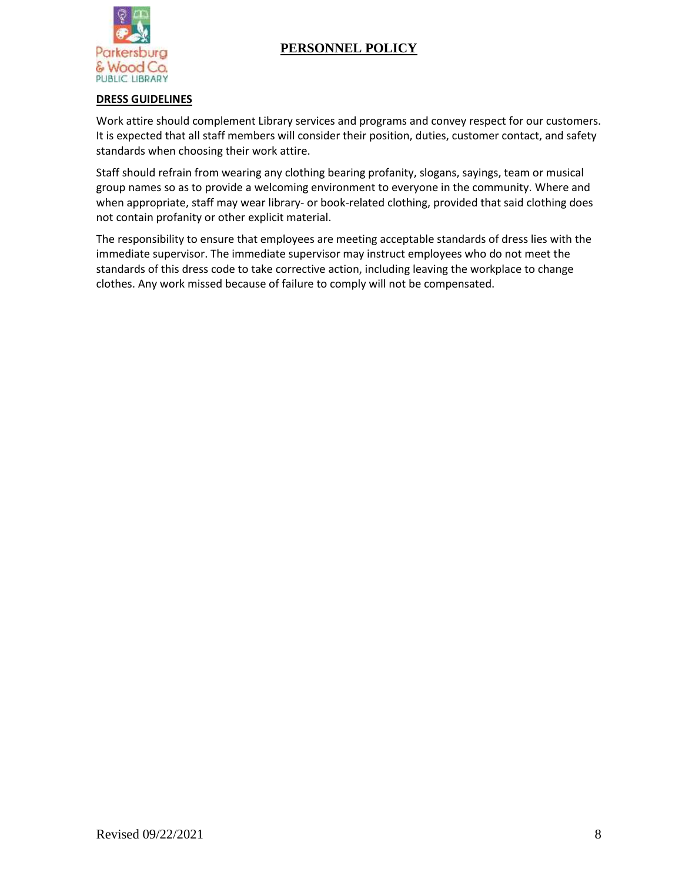## DRESS GUIDELINES

Work attire should complement Library services and programs and convey respect for our customers. It is expected that all staff members will consider their position, duties, customer contact, and safety standards when choosing their work attire.

Staff should refrain from wearing any clothing bearing profanity, slogans, sayings, team or musical group names so as to provide a welcoming environment to everyone in the community. Where and when appropriate, staff may wear library- or book-related clothing, provided that said clothing does not contain profanity or other explicit material.

The responsibility to ensure that employees are meeting acceptable standards of dress lies with the immediate supervisor. The immediate supervisor may instruct employees who do not meet the standards of this dress code to take corrective action, including leaving the workplace to change clothes. Any work missed because of failure to comply will not be compensated.